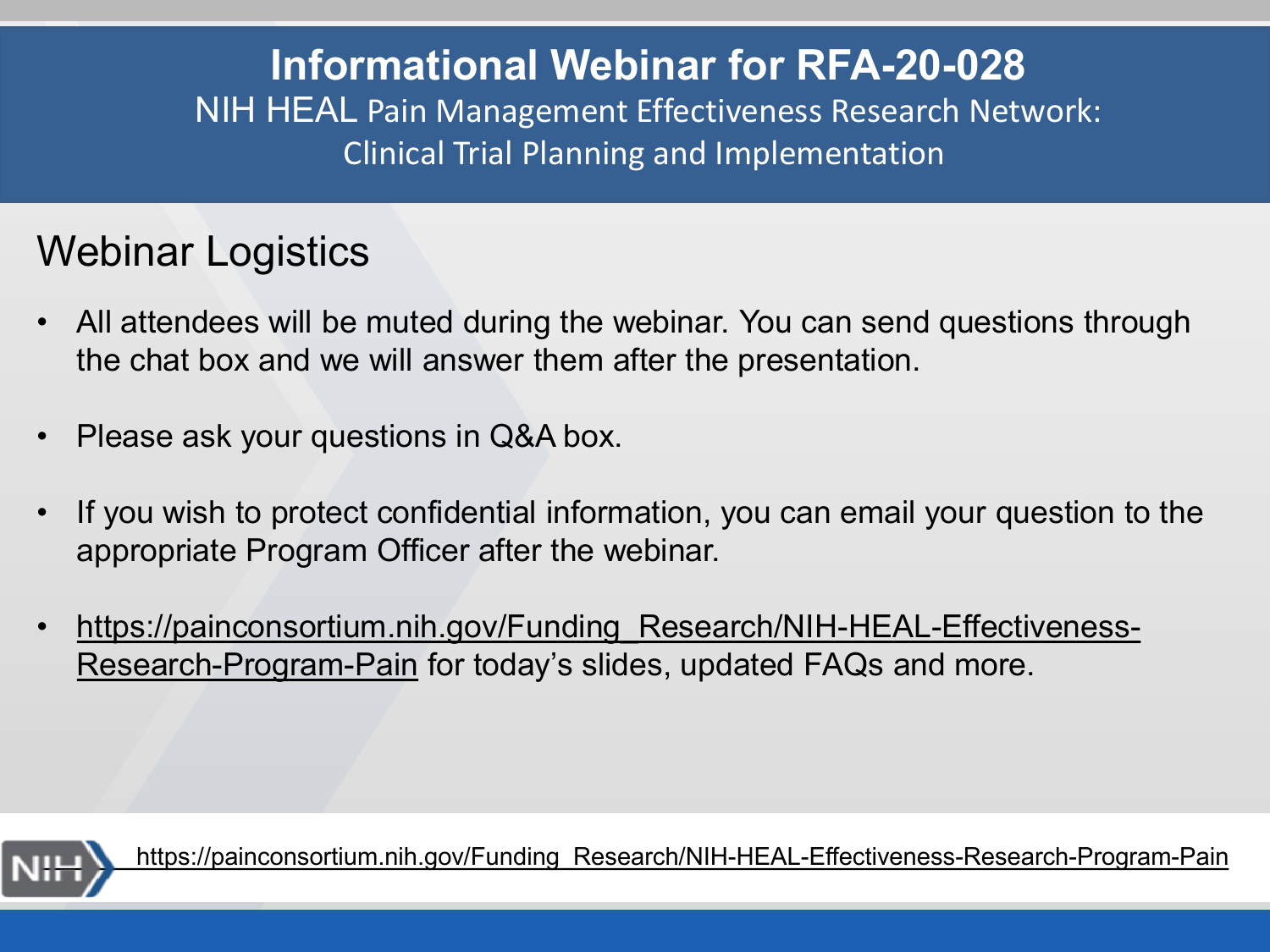# Informational Webinar for RFA-20-028

NIH HEAL Pain Management Effectiveness Research Network: Clinical Trial Planning and Implementation

## Webinar Logistics

- All attendees will be muted during the webinar. You can send questions through the chat box and we will answer them after the presentation.
- Please ask your questions in Q&A box.
- If you wish to protect confidential information, you can email your question to the appropriate Program Officer after the webinar.
- https://painconsortium.nih.gov/Funding_Research/NIH-HEAL-Effectiveness-Research-Program-Pain for today's slides, updated FAQs and more.

https://painconsortium.nih.gov/Funding_Research/NIH-HEAL-Effectiveness-Research-Program-Pain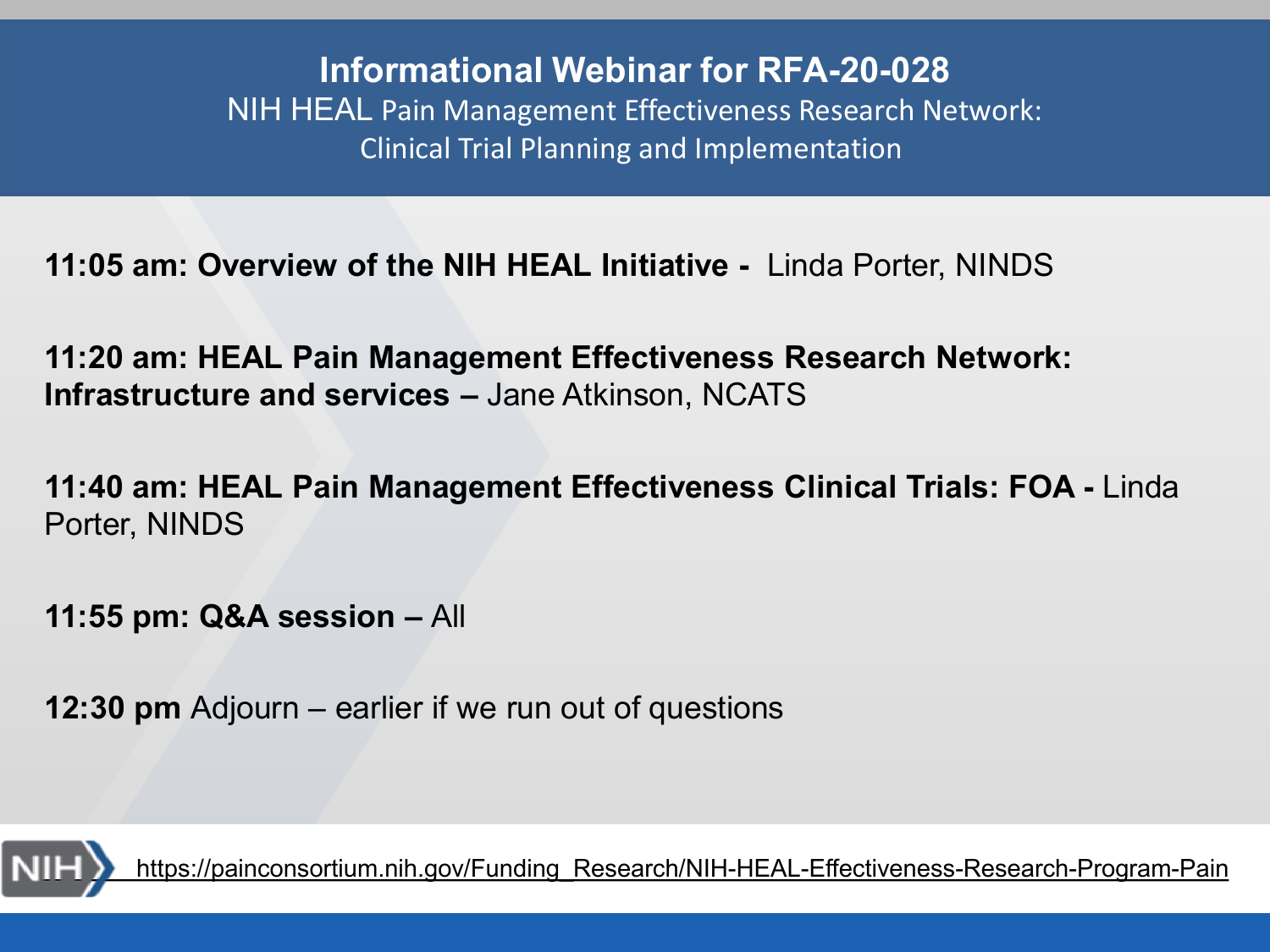# Informational Webinar for RFA-20-028

NIH HEAL Pain Management Effectiveness Research Network: Clinical Trial Planning and Implementation

**11:05 am: Overview of the NIH HEAL Initiative -** Linda Porter, NINDS

**11:20 am: HEAL Pain Management Effectiveness Research Network: Infrastructure and services –** Jane Atkinson, NCATS

**11:40 am: HEAL Pain Management Effectiveness Clinical Trials: FOA -** Linda Porter, NINDS

**11:55 pm: Q&A session –** All

**12:30 pm** Adjourn – earlier if we run out of questions

https://painconsortium.nih.gov/Funding_Research/NIH-HEAL-Effectiveness-Research-Program-Pain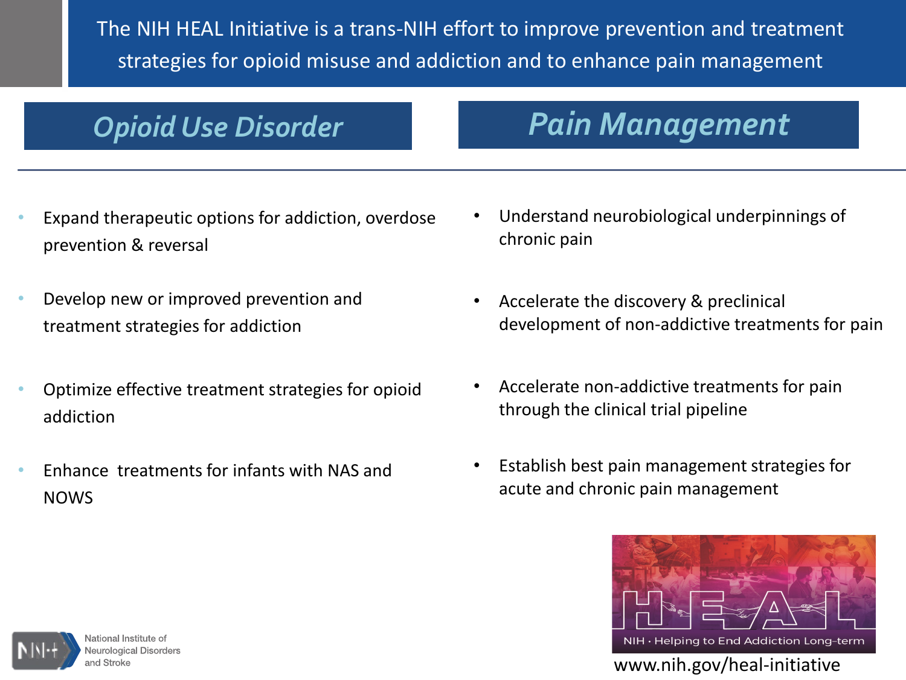The NIH HEAL Initiative is a trans-NIH effort to improve prevention and treatment strategies for opioid misuse and addiction and to enhance pain management

## *Opioid Use Disorder*

- Expand therapeutic options for addiction, overdose prevention & reversal
- Develop new or improved prevention and treatment strategies for addiction
- Optimize effective treatment strategies for opioid addiction
- Enhance treatments for infants with NAS and NOWS

## *Pain Management*

- Understand neurobiological underpinnings of chronic pain
- Accelerate the discovery & preclinical development of non-addictive treatments for pain
- Accelerate non-addictive treatments for pain through the clinical trial pipeline
- Establish best pain management strategies for acute and chronic pain management

HEAL

NIH · Helping to End Addiction Long-term

www.nih.gov/heal-initiative

National Institute of Neurological Disorders and Stroke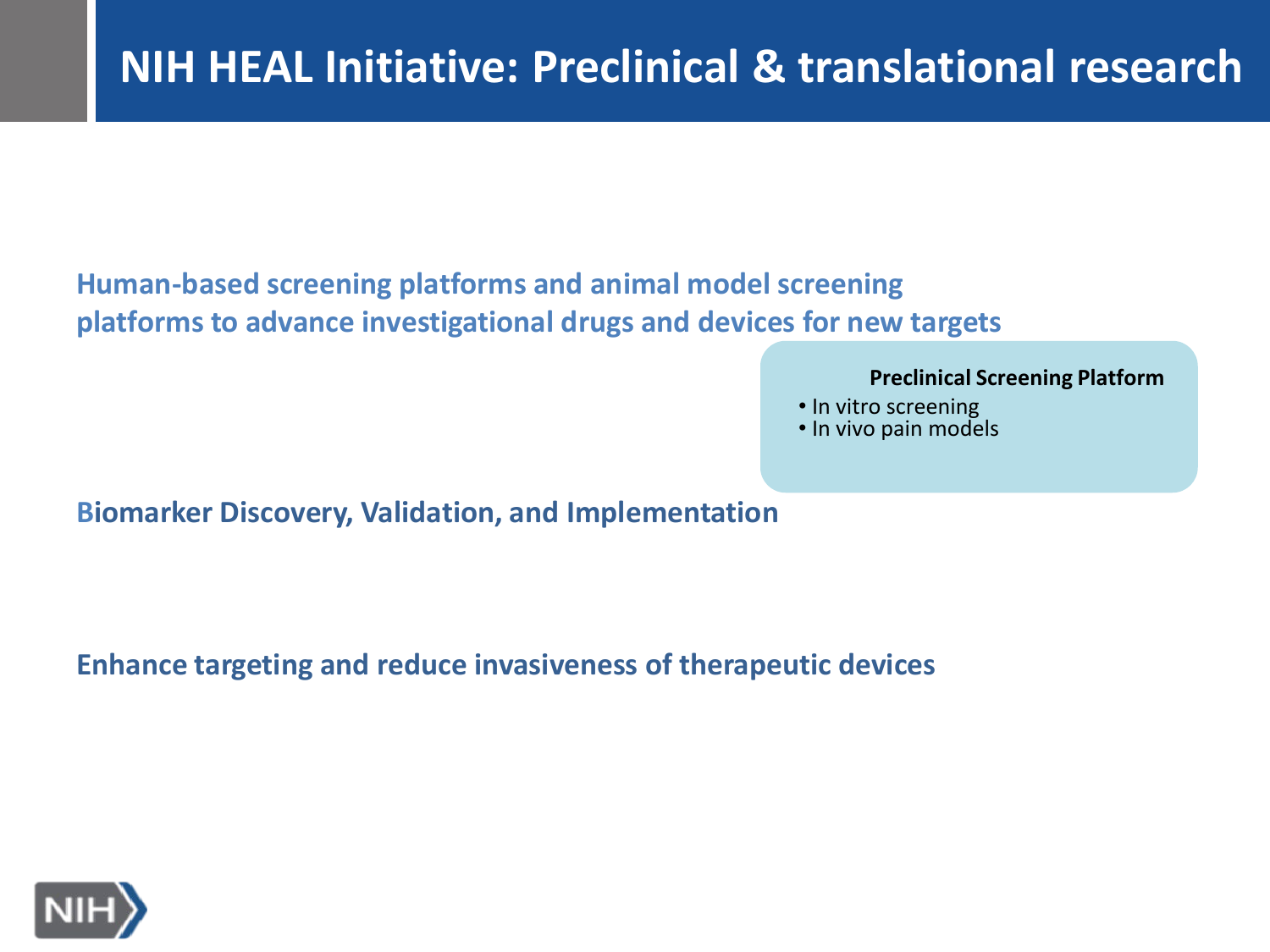# NIH HEAL Initiative: Preclinical & translational research

**Human-based screening platforms and animal model screening platforms to advance investigational drugs and devices for new targets**

**Preclinical Screening Platform**

- In vitro screening
- In vivo pain models

**Biomarker Discovery, Validation, and Implementation**

**Enhance targeting and reduce invasiveness of therapeutic devices**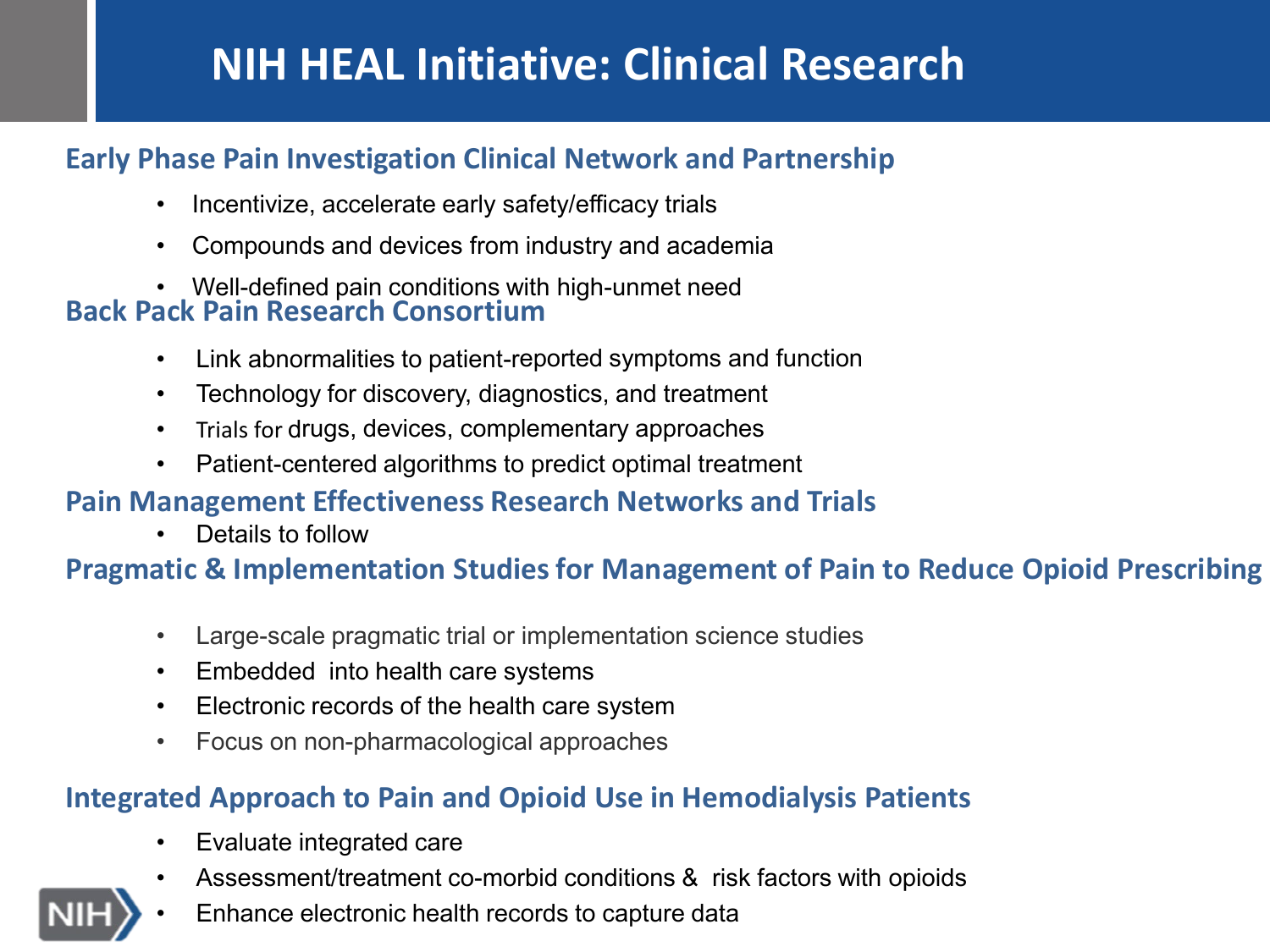# NIH HEAL Initiative: Clinical Research

## Early Phase Pain Investigation Clinical Network and Partnership

- Incentivize, accelerate early safety/efficacy trials
- Compounds and devices from industry and academia
- Well-defined pain conditions with high-unmet need

## Back Pack Pain Research Consortium

- Link abnormalities to patient-reported symptoms and function
- Technology for discovery, diagnostics, and treatment
- Trials for drugs, devices, complementary approaches
- Patient-centered algorithms to predict optimal treatment

## Pain Management Effectiveness Research Networks and Trials

- Details to follow

## Pragmatic & Implementation Studies for Management of Pain to Reduce Opioid Prescribing

- Large-scale pragmatic trial or implementation science studies
- Embedded into health care systems
- Electronic records of the health care system
- Focus on non-pharmacological approaches

## Integrated Approach to Pain and Opioid Use in Hemodialysis Patients

- Evaluate integrated care
- Assessment/treatment co-morbid conditions & risk factors with opioids
- Enhance electronic health records to capture data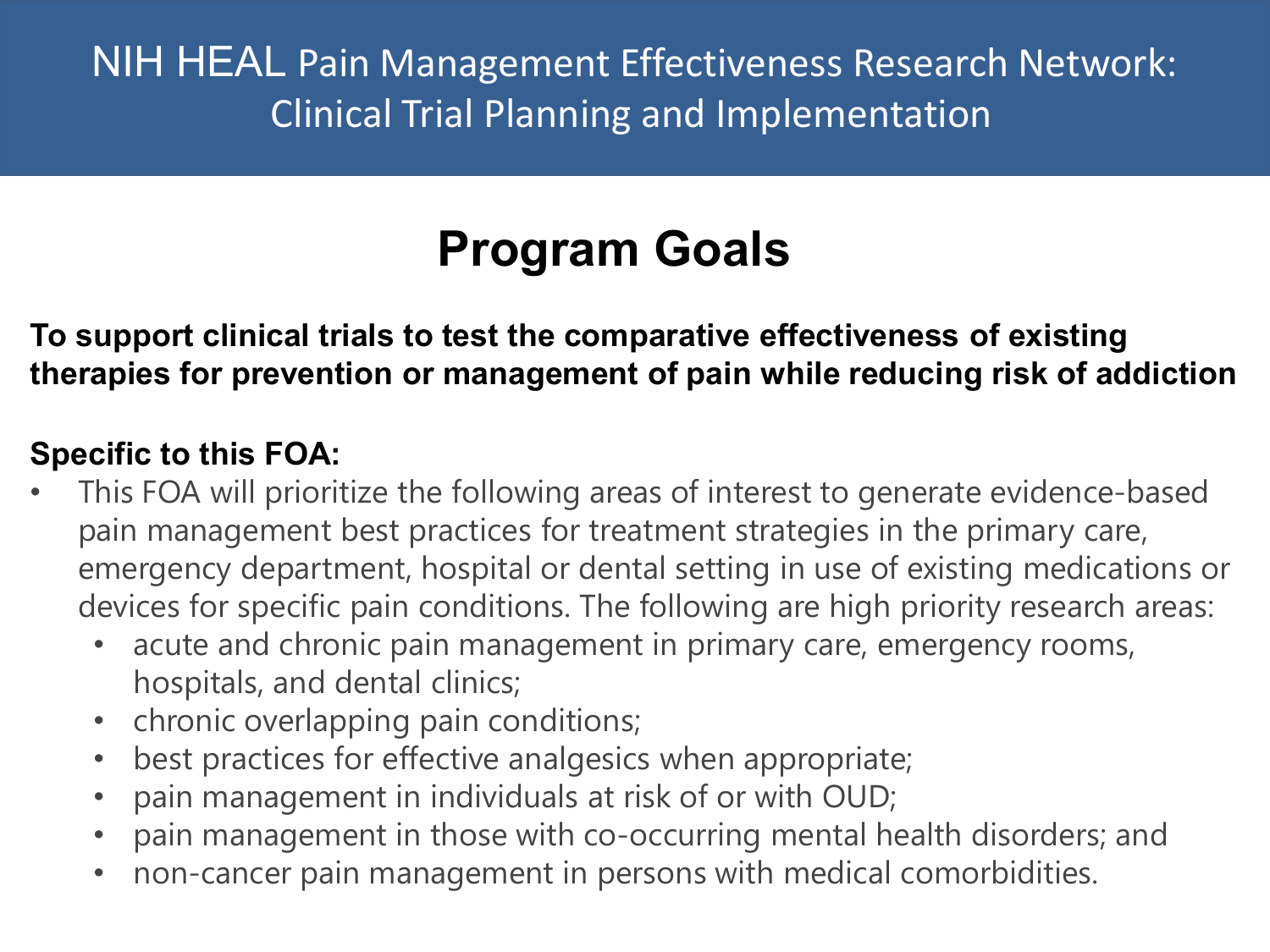# NIH HEAL Pain Management Effectiveness Research Network: Clinical Trial Planning and Implementation

## Program Goals

**To support clinical trials to test the comparative effectiveness of existing therapies for prevention or management of pain while reducing risk of addiction**

**Specific to this FOA:**

- This FOA will prioritize the following areas of interest to generate evidence-based pain management best practices for treatment strategies in the primary care, emergency department, hospital or dental setting in use of existing medications or devices for specific pain conditions. The following are high priority research areas:
  - acute and chronic pain management in primary care, emergency rooms, hospitals, and dental clinics;
  - chronic overlapping pain conditions;
  - best practices for effective analgesics when appropriate;
  - pain management in individuals at risk of or with OUD;
  - pain management in those with co-occurring mental health disorders; and
  - non-cancer pain management in persons with medical comorbidities.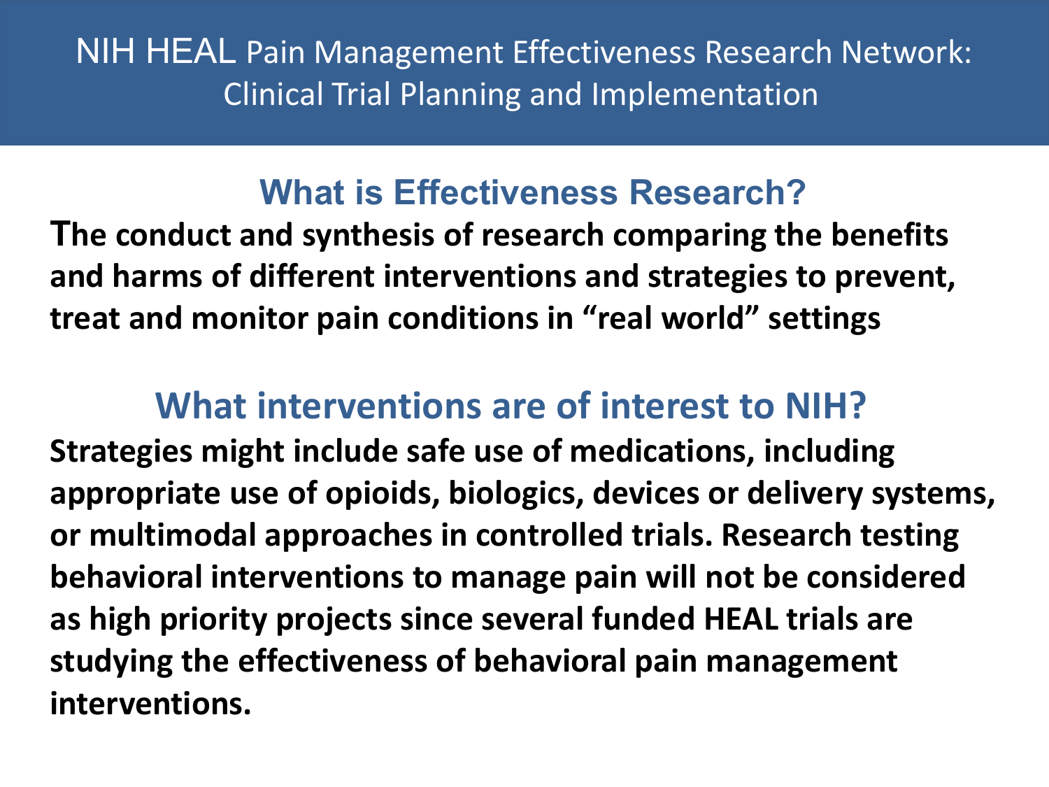# NIH HEAL Pain Management Effectiveness Research Network: Clinical Trial Planning and Implementation

## What is Effectiveness Research?

**The conduct and synthesis of research comparing the benefits and harms of different interventions and strategies to prevent, treat and monitor pain conditions in “real world” settings**

## What interventions are of interest to NIH?

**Strategies might include safe use of medications, including appropriate use of opioids, biologics, devices or delivery systems, or multimodal approaches in controlled trials. Research testing behavioral interventions to manage pain will not be considered as high priority projects since several funded HEAL trials are studying the effectiveness of behavioral pain management interventions.**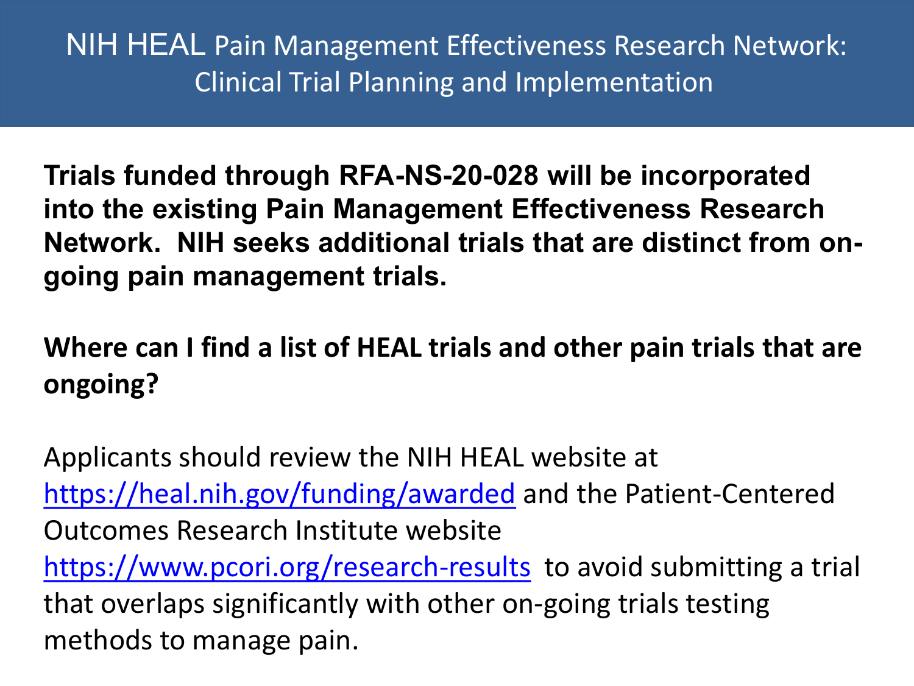# NIH HEAL Pain Management Effectiveness Research Network: Clinical Trial Planning and Implementation

**Trials funded through RFA-NS-20-028 will be incorporated into the existing Pain Management Effectiveness Research Network. NIH seeks additional trials that are distinct from on-going pain management trials.**

**Where can I find a list of HEAL trials and other pain trials that are ongoing?**

Applicants should review the NIH HEAL website at https://heal.nih.gov/funding/awarded and the Patient-Centered Outcomes Research Institute website https://www.pcori.org/research-results to avoid submitting a trial that overlaps significantly with other on-going trials testing methods to manage pain.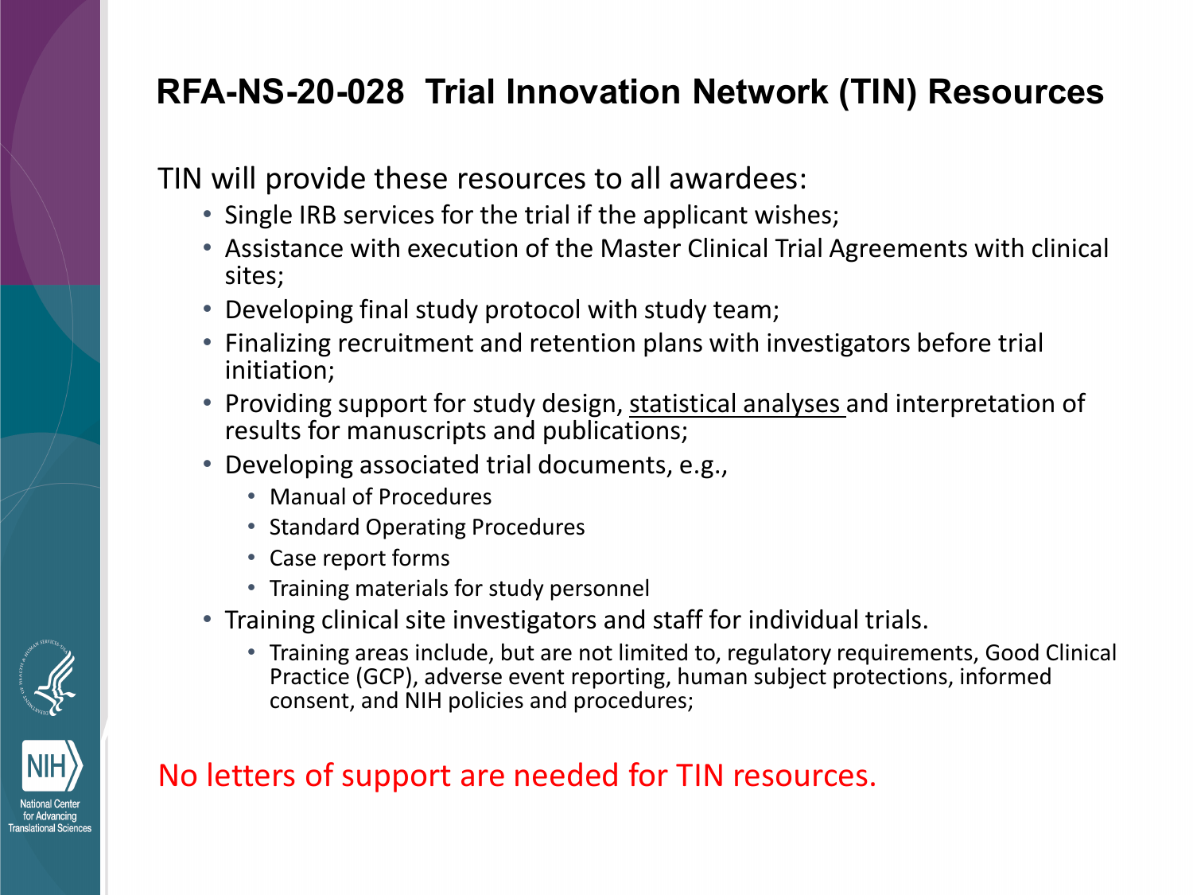# RFA-NS-20-028 Trial Innovation Network (TIN) Resources

TIN will provide these resources to all awardees:

- Single IRB services for the trial if the applicant wishes;
- Assistance with execution of the Master Clinical Trial Agreements with clinical sites;
- Developing final study protocol with study team;
- Finalizing recruitment and retention plans with investigators before trial initiation;
- Providing support for study design, <u>statistical analyses</u> and interpretation of results for manuscripts and publications;
- Developing associated trial documents, e.g.,
  - Manual of Procedures
  - Standard Operating Procedures
  - Case report forms
  - Training materials for study personnel
- Training clinical site investigators and staff for individual trials.
  - Training areas include, but are not limited to, regulatory requirements, Good Clinical Practice (GCP), adverse event reporting, human subject protections, informed consent, and NIH policies and procedures;

No letters of support are needed for TIN resources.

National Center for Advancing Translational Sciences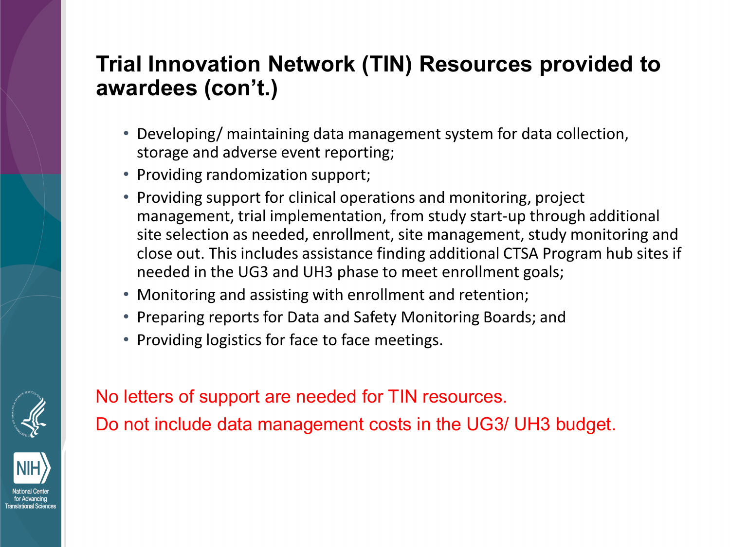# Trial Innovation Network (TIN) Resources provided to awardees (con't.)

- Developing/ maintaining data management system for data collection, storage and adverse event reporting;
- Providing randomization support;
- Providing support for clinical operations and monitoring, project management, trial implementation, from study start-up through additional site selection as needed, enrollment, site management, study monitoring and close out. This includes assistance finding additional CTSA Program hub sites if needed in the UG3 and UH3 phase to meet enrollment goals;
- Monitoring and assisting with enrollment and retention;
- Preparing reports for Data and Safety Monitoring Boards; and
- Providing logistics for face to face meetings.

No letters of support are needed for TIN resources.

Do not include data management costs in the UG3/ UH3 budget.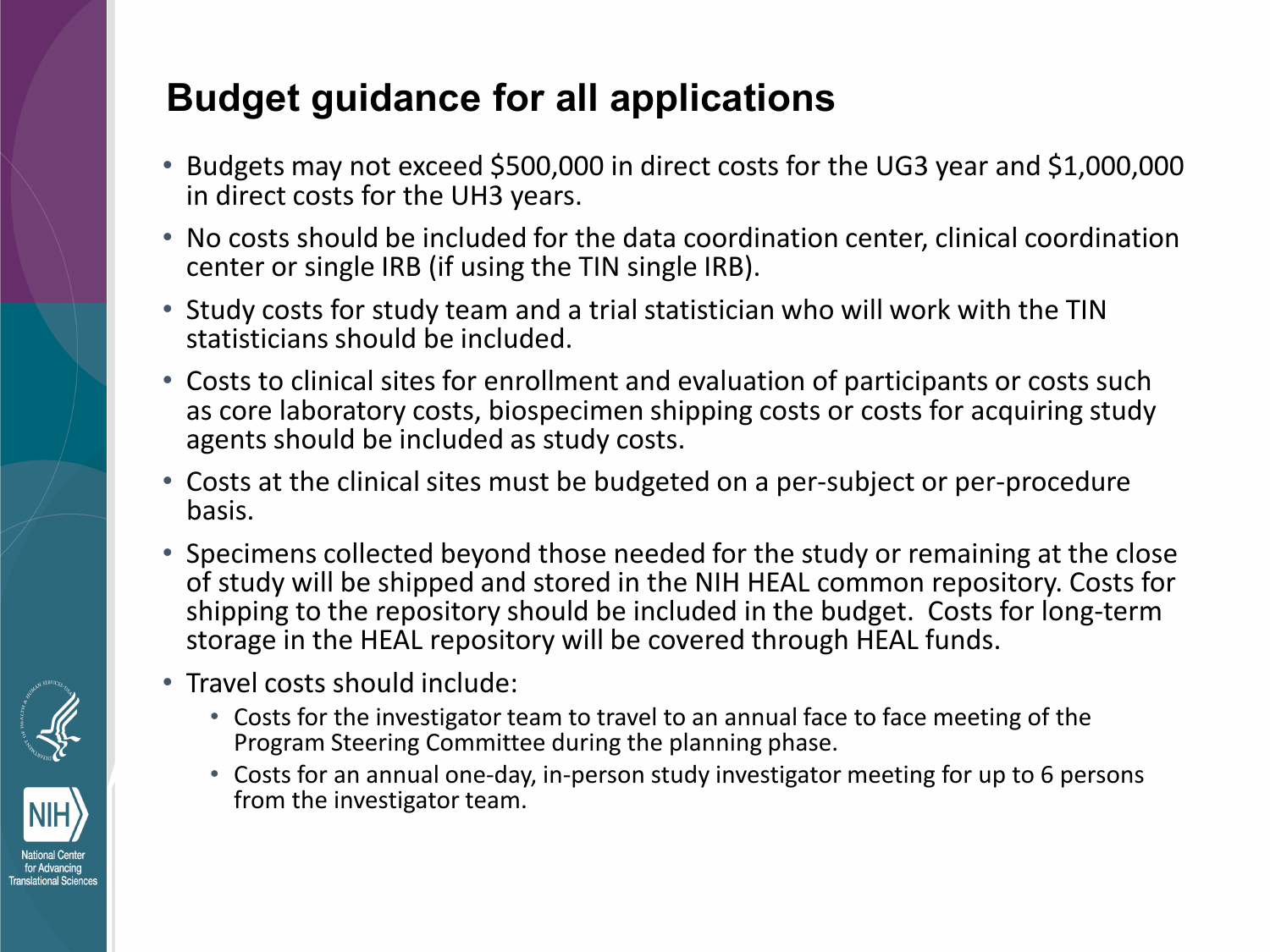## Budget guidance for all applications

- Budgets may not exceed $500,000 in direct costs for the UG3 year and $1,000,000 in direct costs for the UH3 years.
- No costs should be included for the data coordination center, clinical coordination center or single IRB (if using the TIN single IRB).
- Study costs for study team and a trial statistician who will work with the TIN statisticians should be included.
- Costs to clinical sites for enrollment and evaluation of participants or costs such as core laboratory costs, biospecimen shipping costs or costs for acquiring study agents should be included as study costs.
- Costs at the clinical sites must be budgeted on a per-subject or per-procedure basis.
- Specimens collected beyond those needed for the study or remaining at the close of study will be shipped and stored in the NIH HEAL common repository. Costs for shipping to the repository should be included in the budget. Costs for long-term storage in the HEAL repository will be covered through HEAL funds.
- Travel costs should include:
  - Costs for the investigator team to travel to an annual face to face meeting of the Program Steering Committee during the planning phase.
  - Costs for an annual one-day, in-person study investigator meeting for up to 6 persons from the investigator team.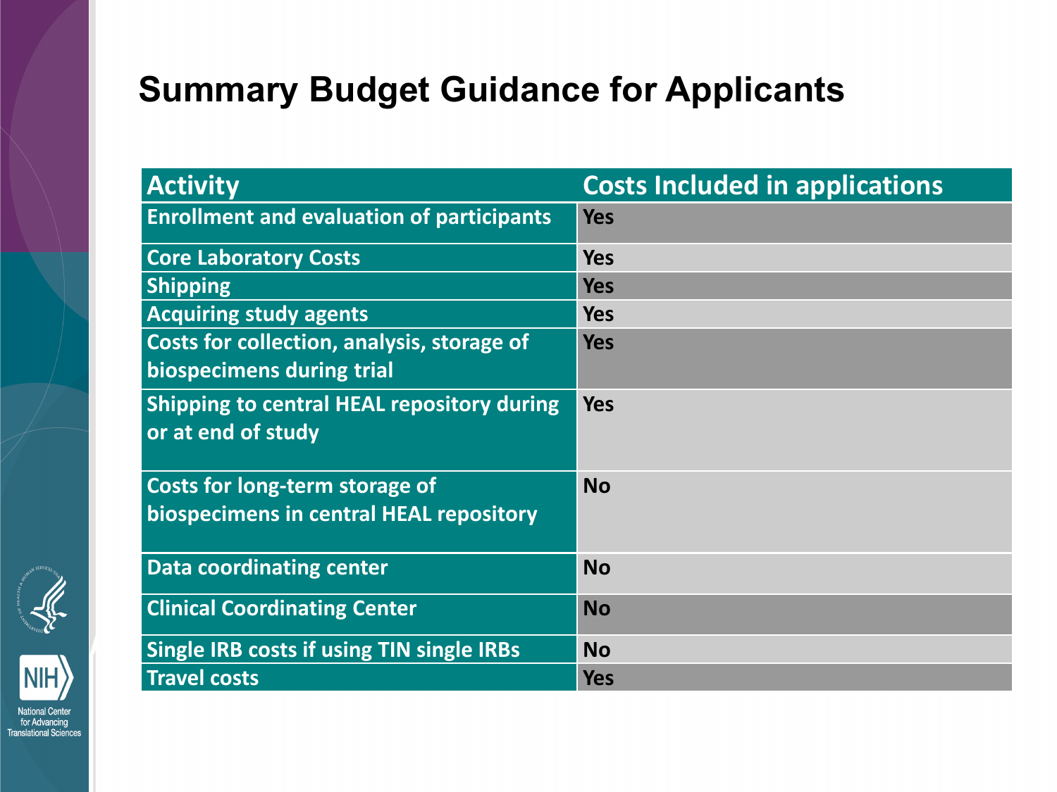# Summary Budget Guidance for Applicants

| Activity | Costs Included in applications |
| --- | --- |
| Enrollment and evaluation of participants | Yes |
| Core Laboratory Costs | Yes |
| Shipping | Yes |
| Acquiring study agents | Yes |
| Costs for collection, analysis, storage of biospecimens during trial | Yes |
| Shipping to central HEAL repository during or at end of study | Yes |
| Costs for long-term storage of biospecimens in central HEAL repository | No |
| Data coordinating center | No |
| Clinical Coordinating Center | No |
| Single IRB costs if using TIN single IRBs | No |
| Travel costs | Yes |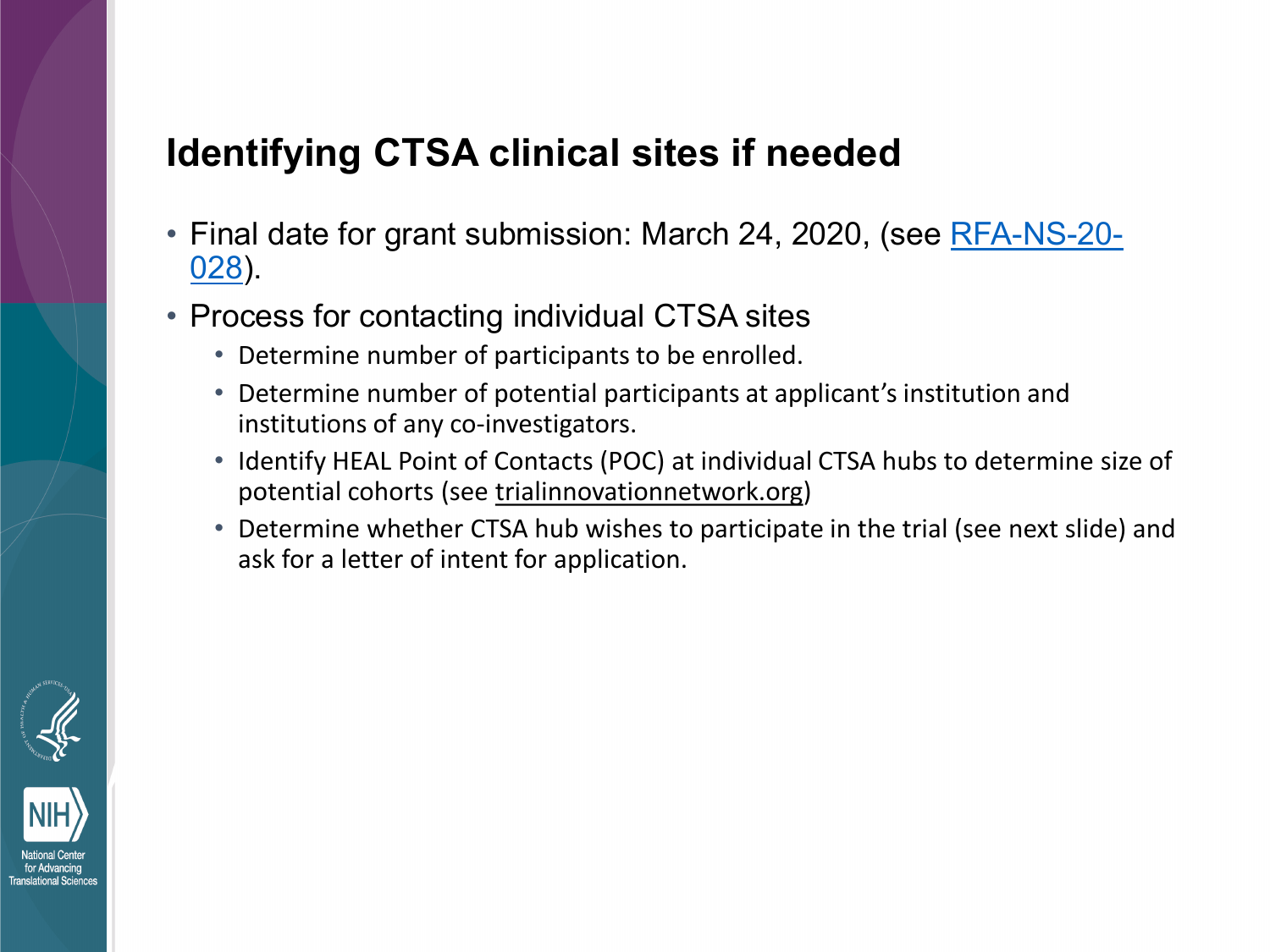# Identifying CTSA clinical sites if needed

- Final date for grant submission: March 24, 2020, (see RFA-NS-20-028).
- Process for contacting individual CTSA sites
  - Determine number of participants to be enrolled.
  - Determine number of potential participants at applicant's institution and institutions of any co-investigators.
  - Identify HEAL Point of Contacts (POC) at individual CTSA hubs to determine size of potential cohorts (see trialinnovationnetwork.org)
  - Determine whether CTSA hub wishes to participate in the trial (see next slide) and ask for a letter of intent for application.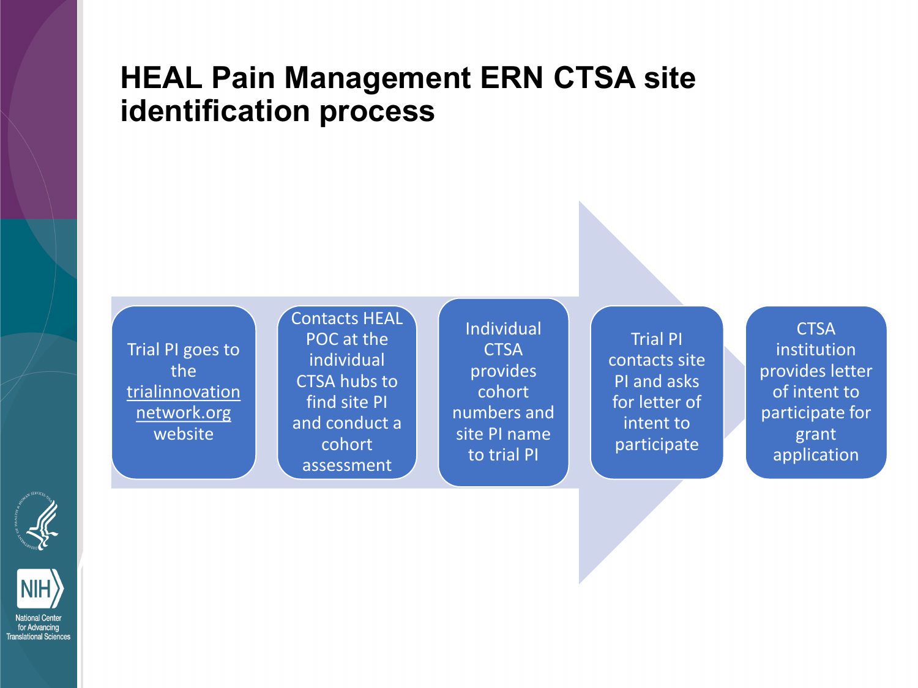# HEAL Pain Management ERN CTSA site identification process

1. Trial PI goes to the trialinnovationnetwork.org website
2. Contacts HEAL POC at the individual CTSA hubs to find site PI and conduct a cohort assessment
3. Individual CTSA provides cohort numbers and site PI name to trial PI
4. Trial PI contacts site PI and asks for letter of intent to participate
5. CTSA institution provides letter of intent to participate for grant application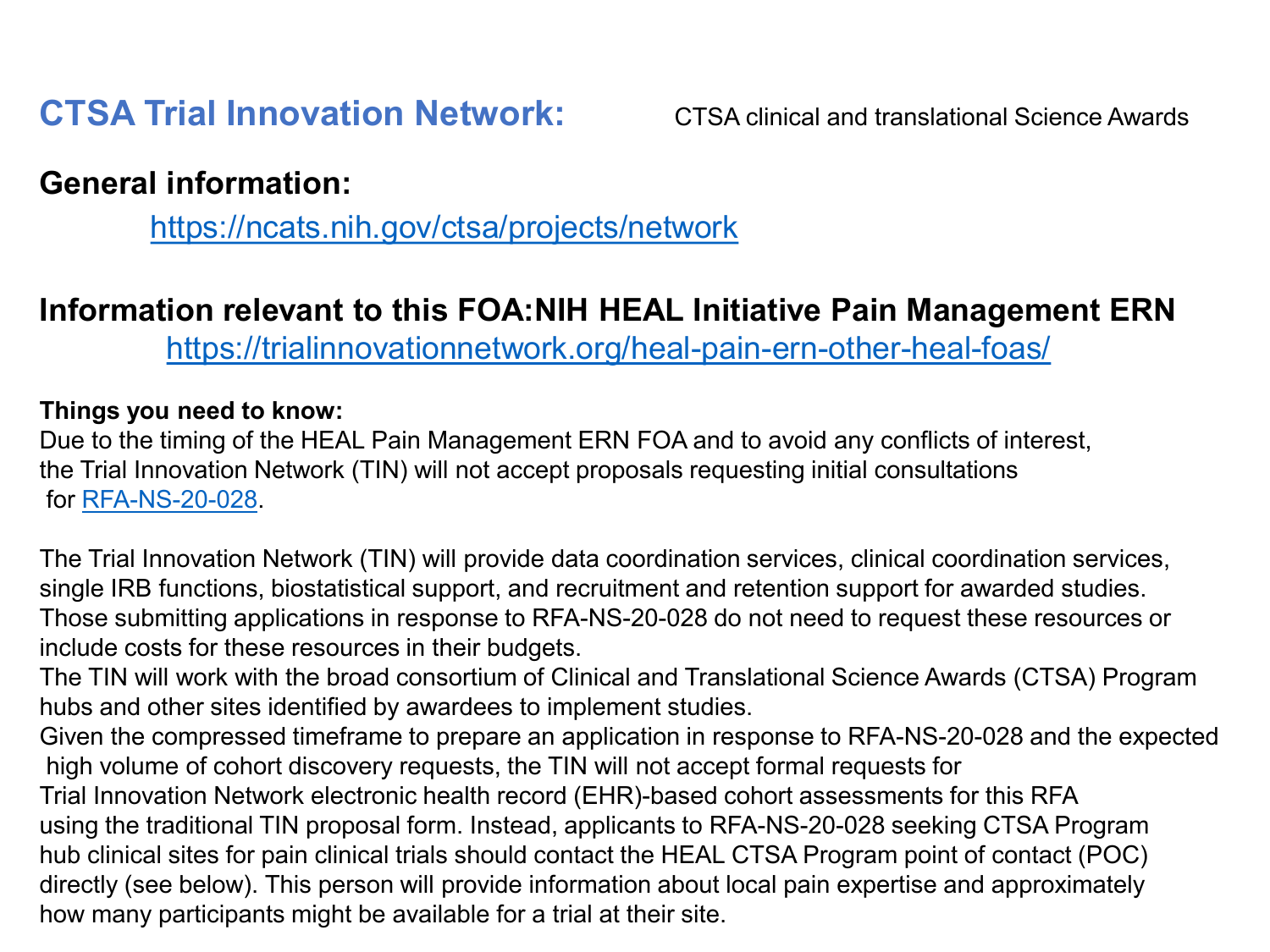# CTSA Trial Innovation Network:

CTSA clinical and translational Science Awards

## General information:

https://ncats.nih.gov/ctsa/projects/network

## Information relevant to this FOA:NIH HEAL Initiative Pain Management ERN

https://trialinnovationnetwork.org/heal-pain-ern-other-heal-foas/

**Things you need to know:**

Due to the timing of the HEAL Pain Management ERN FOA and to avoid any conflicts of interest, the Trial Innovation Network (TIN) will not accept proposals requesting initial consultations for RFA-NS-20-028.

The Trial Innovation Network (TIN) will provide data coordination services, clinical coordination services, single IRB functions, biostatistical support, and recruitment and retention support for awarded studies. Those submitting applications in response to RFA-NS-20-028 do not need to request these resources or include costs for these resources in their budgets.

The TIN will work with the broad consortium of Clinical and Translational Science Awards (CTSA) Program hubs and other sites identified by awardees to implement studies.

Given the compressed timeframe to prepare an application in response to RFA-NS-20-028 and the expected high volume of cohort discovery requests, the TIN will not accept formal requests for Trial Innovation Network electronic health record (EHR)-based cohort assessments for this RFA using the traditional TIN proposal form. Instead, applicants to RFA-NS-20-028 seeking CTSA Program hub clinical sites for pain clinical trials should contact the HEAL CTSA Program point of contact (POC) directly (see below). This person will provide information about local pain expertise and approximately how many participants might be available for a trial at their site.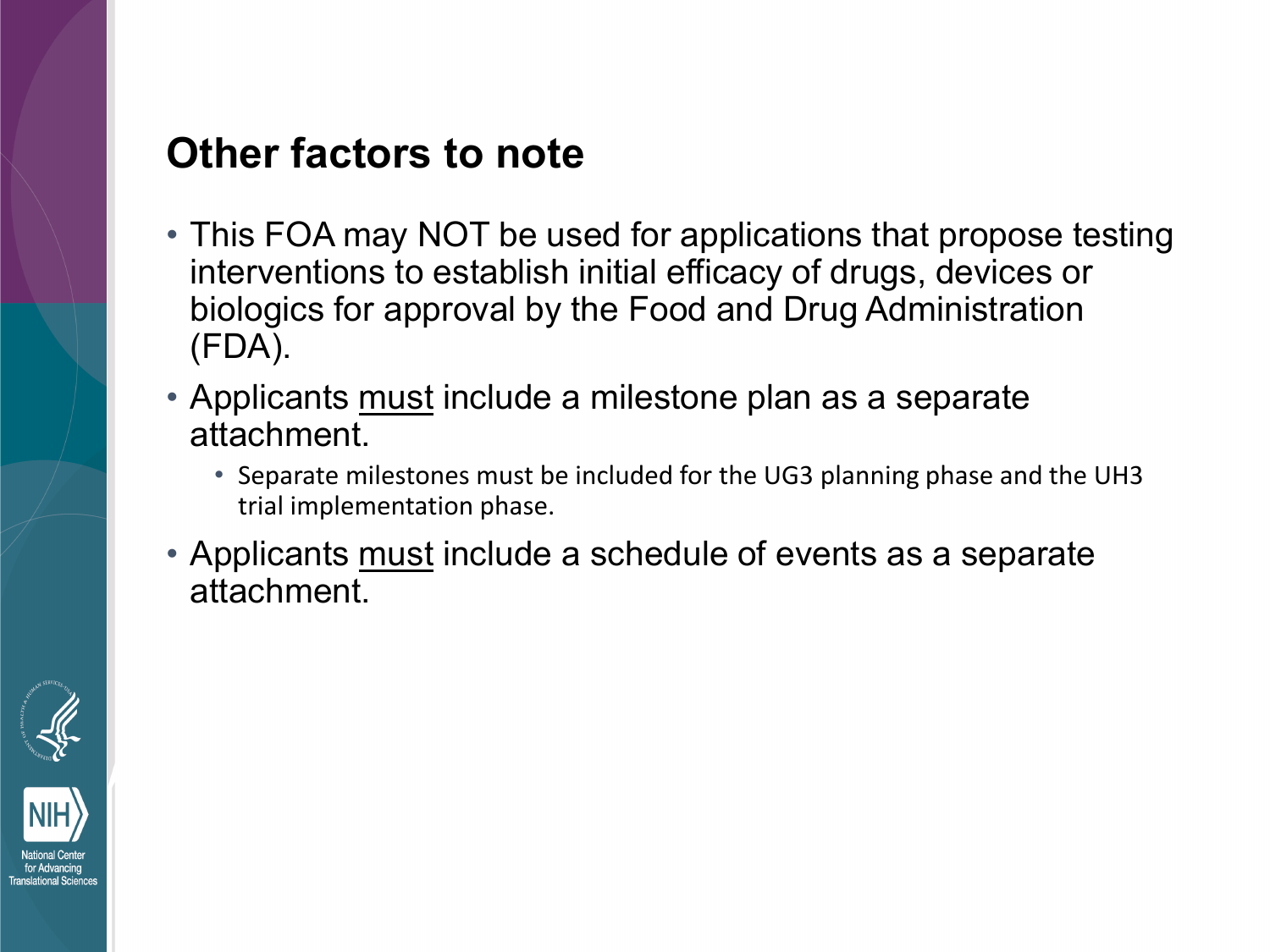## Other factors to note

- This FOA may NOT be used for applications that propose testing interventions to establish initial efficacy of drugs, devices or biologics for approval by the Food and Drug Administration (FDA).
- Applicants must include a milestone plan as a separate attachment.
  - Separate milestones must be included for the UG3 planning phase and the UH3 trial implementation phase.
- Applicants must include a schedule of events as a separate attachment.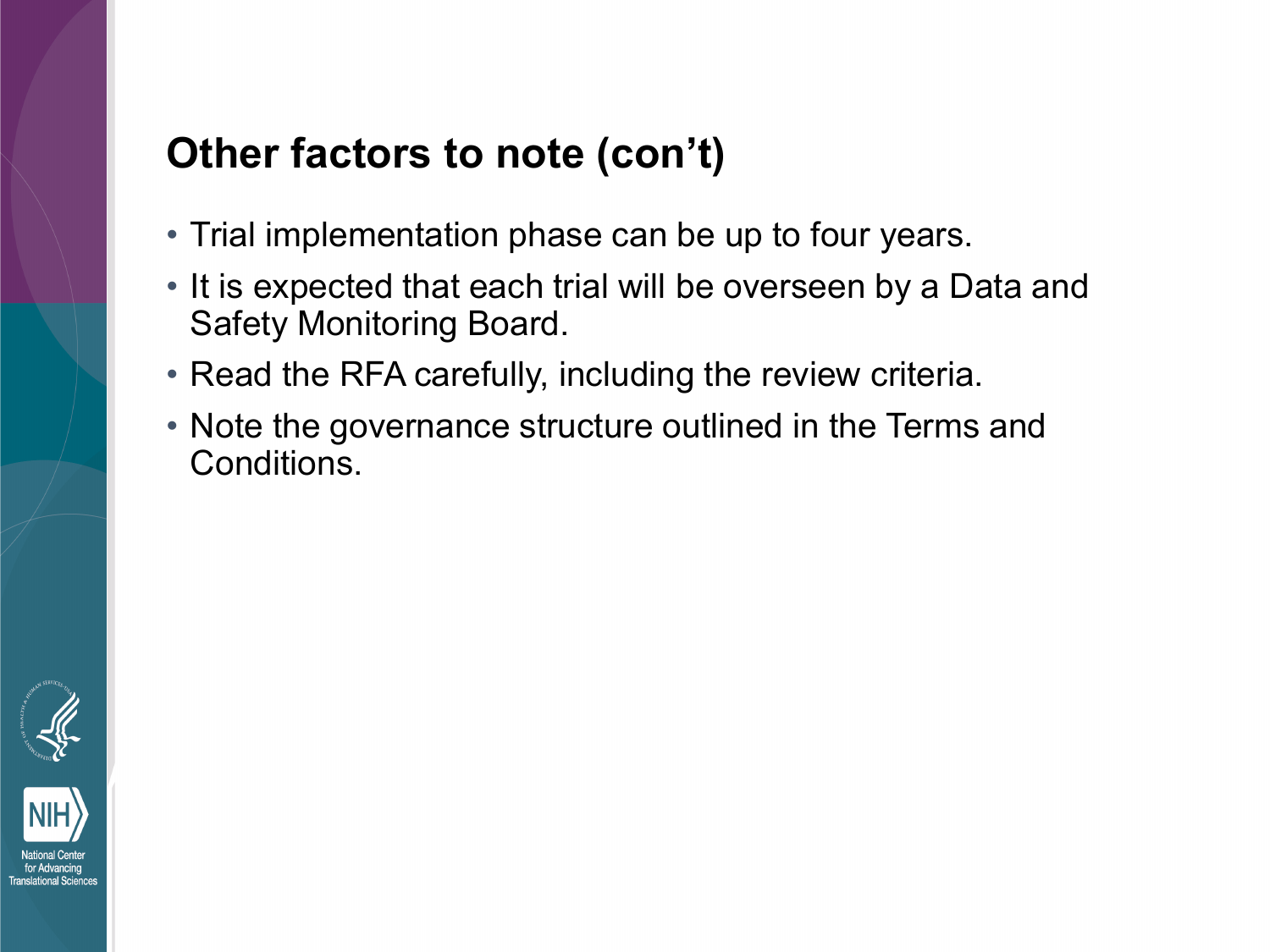## Other factors to note (con't)

- Trial implementation phase can be up to four years.
- It is expected that each trial will be overseen by a Data and Safety Monitoring Board.
- Read the RFA carefully, including the review criteria.
- Note the governance structure outlined in the Terms and Conditions.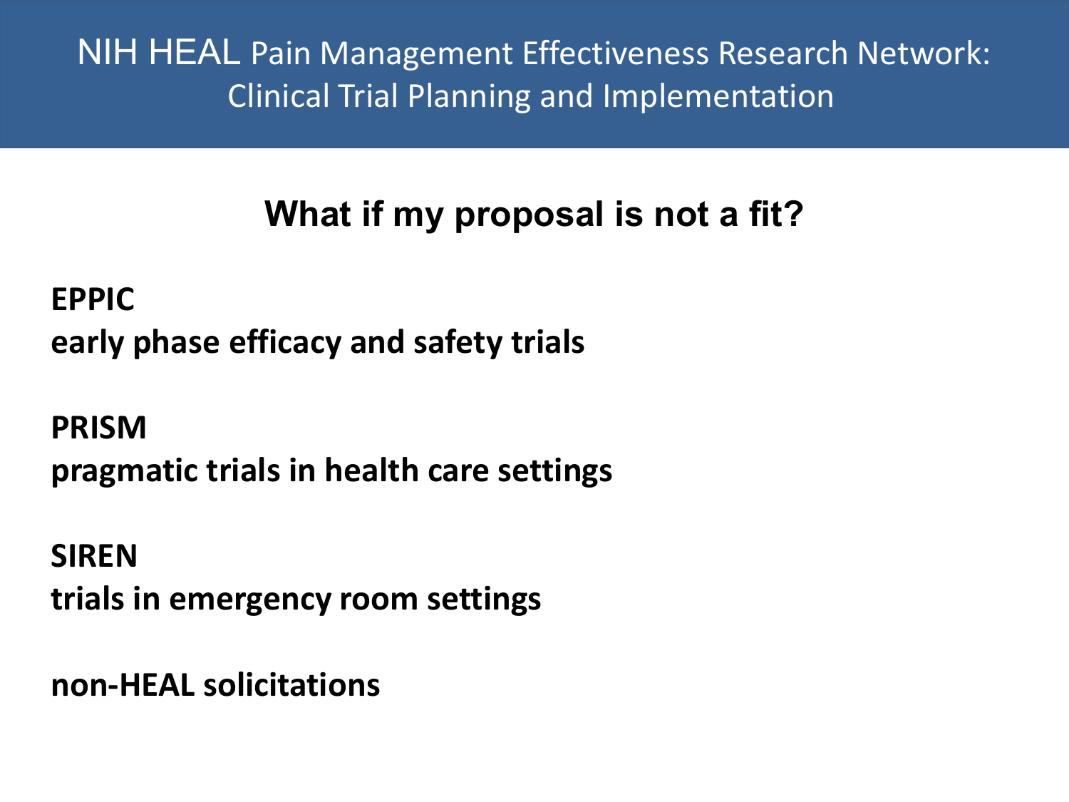# NIH HEAL Pain Management Effectiveness Research Network: Clinical Trial Planning and Implementation

## What if my proposal is not a fit?

**EPPIC**
**early phase efficacy and safety trials**

**PRISM**
**pragmatic trials in health care settings**

**SIREN**
**trials in emergency room settings**

**non-HEAL solicitations**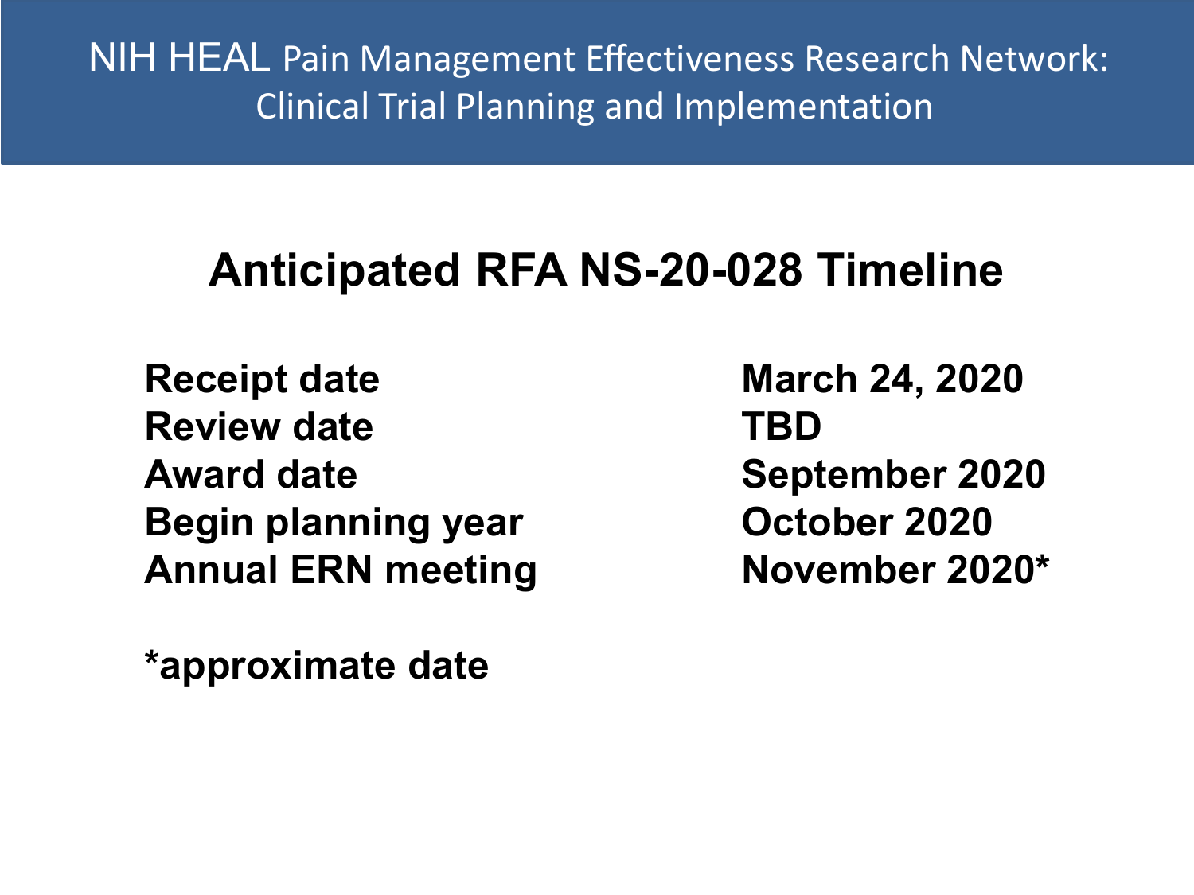NIH HEAL Pain Management Effectiveness Research Network: Clinical Trial Planning and Implementation

## Anticipated RFA NS-20-028 Timeline

| | |
|---|---|
| **Receipt date** | **March 24, 2020** |
| **Review date** | **TBD** |
| **Award date** | **September 2020** |
| **Begin planning year** | **October 2020** |
| **Annual ERN meeting** | **November 2020*** |

**\*approximate date**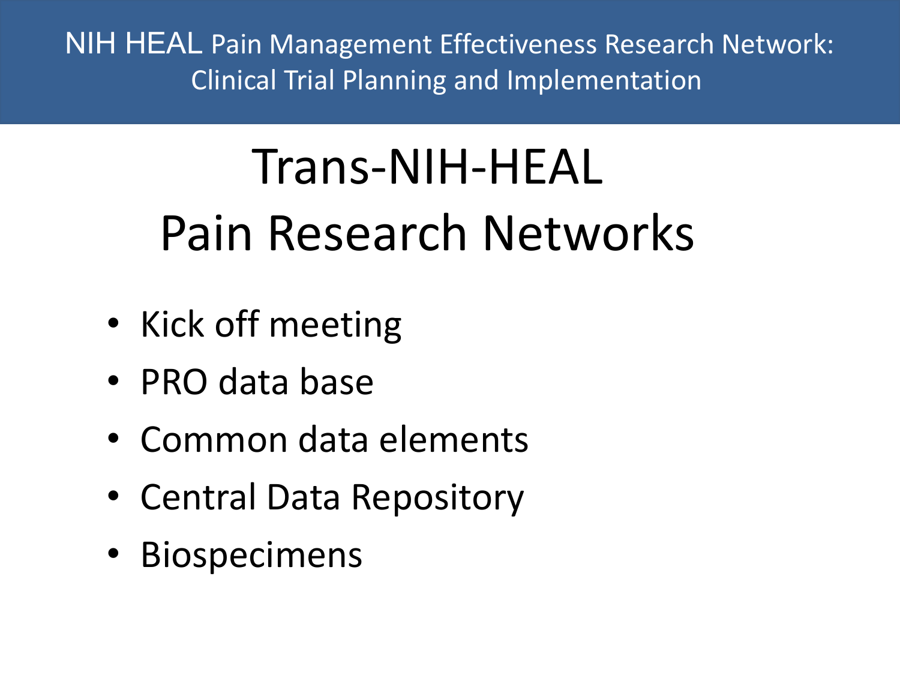# Trans-NIH-HEAL Pain Research Networks

- Kick off meeting
- PRO data base
- Common data elements
- Central Data Repository
- Biospecimens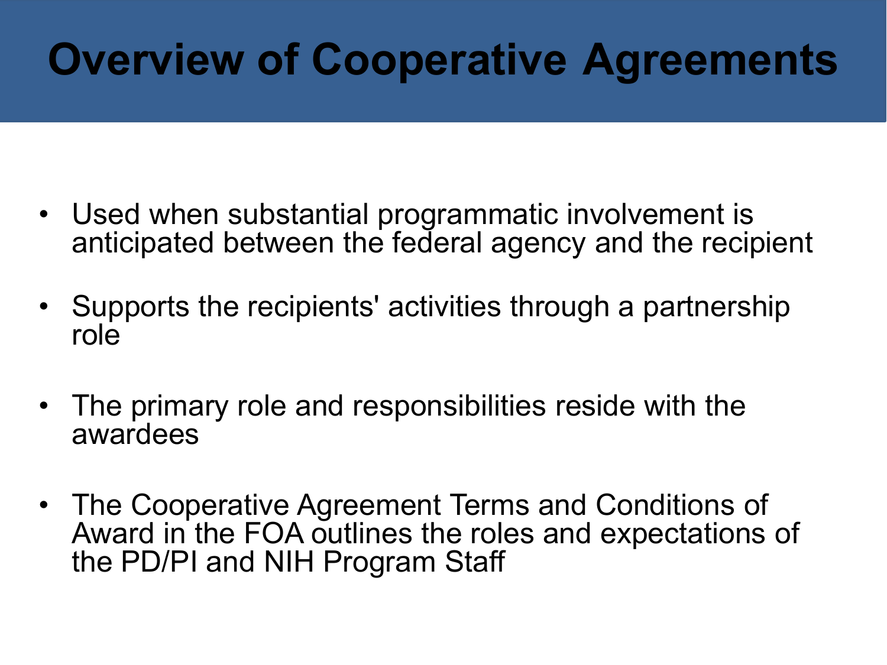# Overview of Cooperative Agreements

- Used when substantial programmatic involvement is anticipated between the federal agency and the recipient
- Supports the recipients' activities through a partnership role
- The primary role and responsibilities reside with the awardees
- The Cooperative Agreement Terms and Conditions of Award in the FOA outlines the roles and expectations of the PD/PI and NIH Program Staff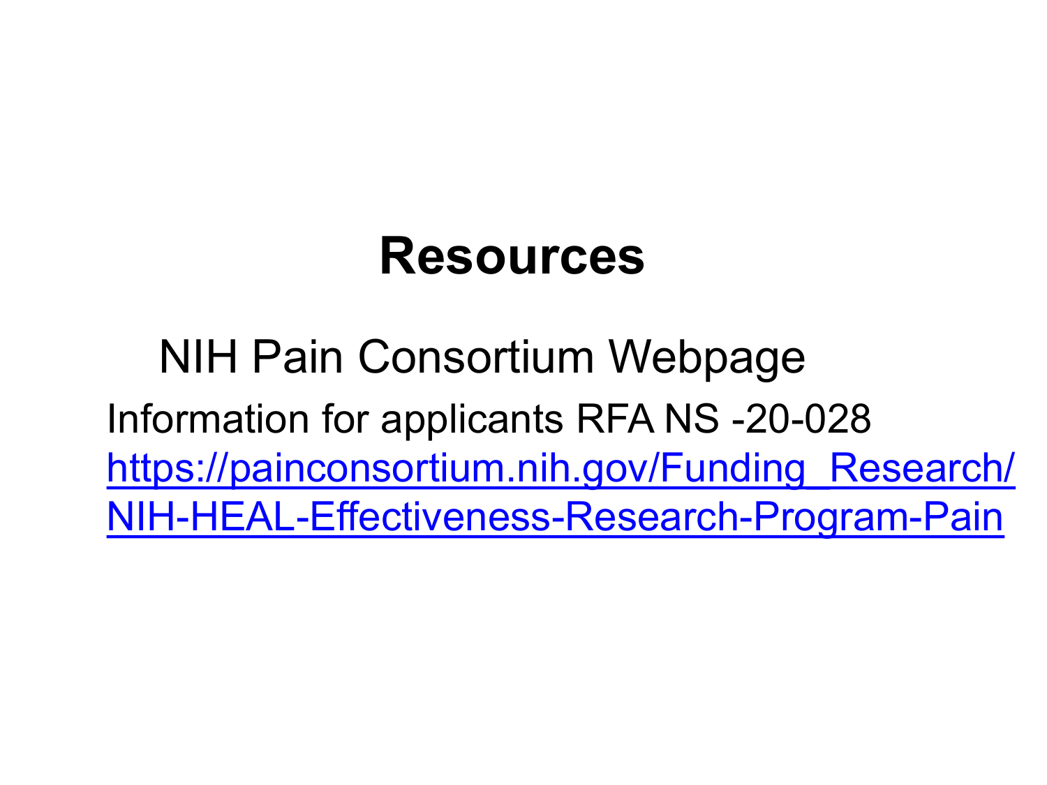# Resources

NIH Pain Consortium Webpage

Information for applicants RFA NS -20-028
https://painconsortium.nih.gov/Funding_Research/NIH-HEAL-Effectiveness-Research-Program-Pain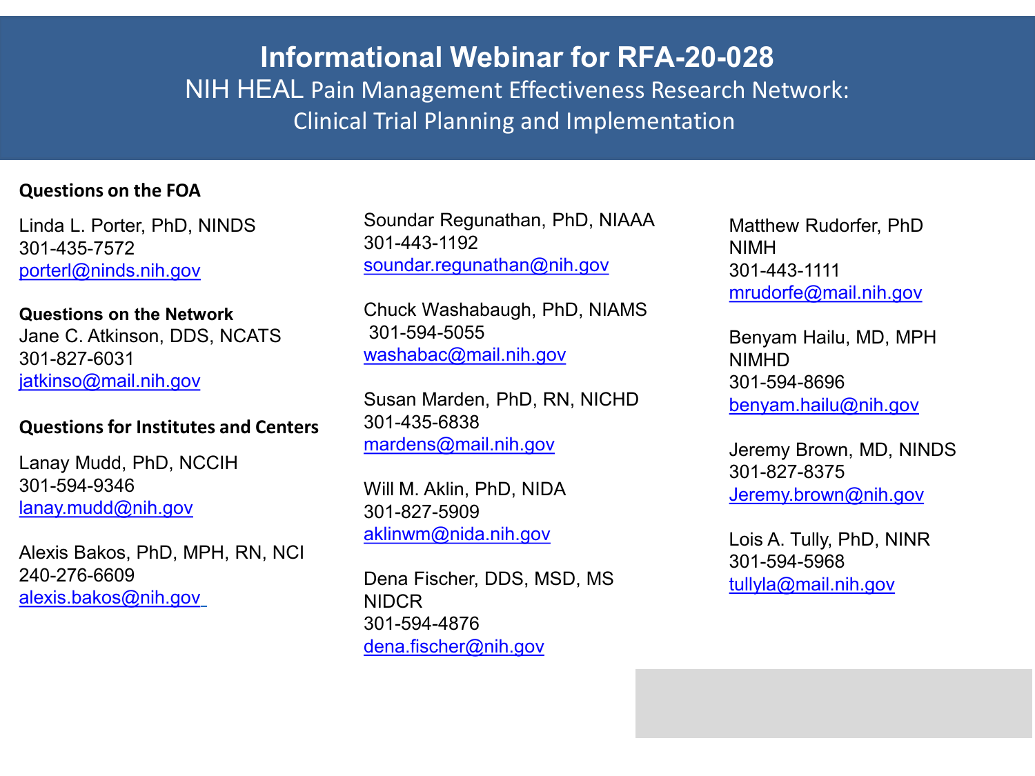# Informational Webinar for RFA-20-028

## NIH HEAL Pain Management Effectiveness Research Network: Clinical Trial Planning and Implementation

**Questions on the FOA**

Linda L. Porter, PhD, NINDS
301-435-7572
porterl@ninds.nih.gov

**Questions on the Network**

Jane C. Atkinson, DDS, NCATS
301-827-6031
jatkinso@mail.nih.gov

**Questions for Institutes and Centers**

Lanay Mudd, PhD, NCCIH
301-594-9346
lanay.mudd@nih.gov

Alexis Bakos, PhD, MPH, RN, NCI
240-276-6609
alexis.bakos@nih.gov

Soundar Regunathan, PhD, NIAAA
301-443-1192
soundar.regunathan@nih.gov

Chuck Washabaugh, PhD, NIAMS
301-594-5055
washabac@mail.nih.gov

Susan Marden, PhD, RN, NICHD
301-435-6838
mardens@mail.nih.gov

Will M. Aklin, PhD, NIDA
301-827-5909
aklinwm@nida.nih.gov

Dena Fischer, DDS, MSD, MS
NIDCR
301-594-4876
dena.fischer@nih.gov

Matthew Rudorfer, PhD
NIMH
301-443-1111
mrudorfe@mail.nih.gov

Benyam Hailu, MD, MPH
NIMHD
301-594-8696
benyam.hailu@nih.gov

Jeremy Brown, MD, NINDS
301-827-8375
Jeremy.brown@nih.gov

Lois A. Tully, PhD, NINR
301-594-5968
tullyla@mail.nih.gov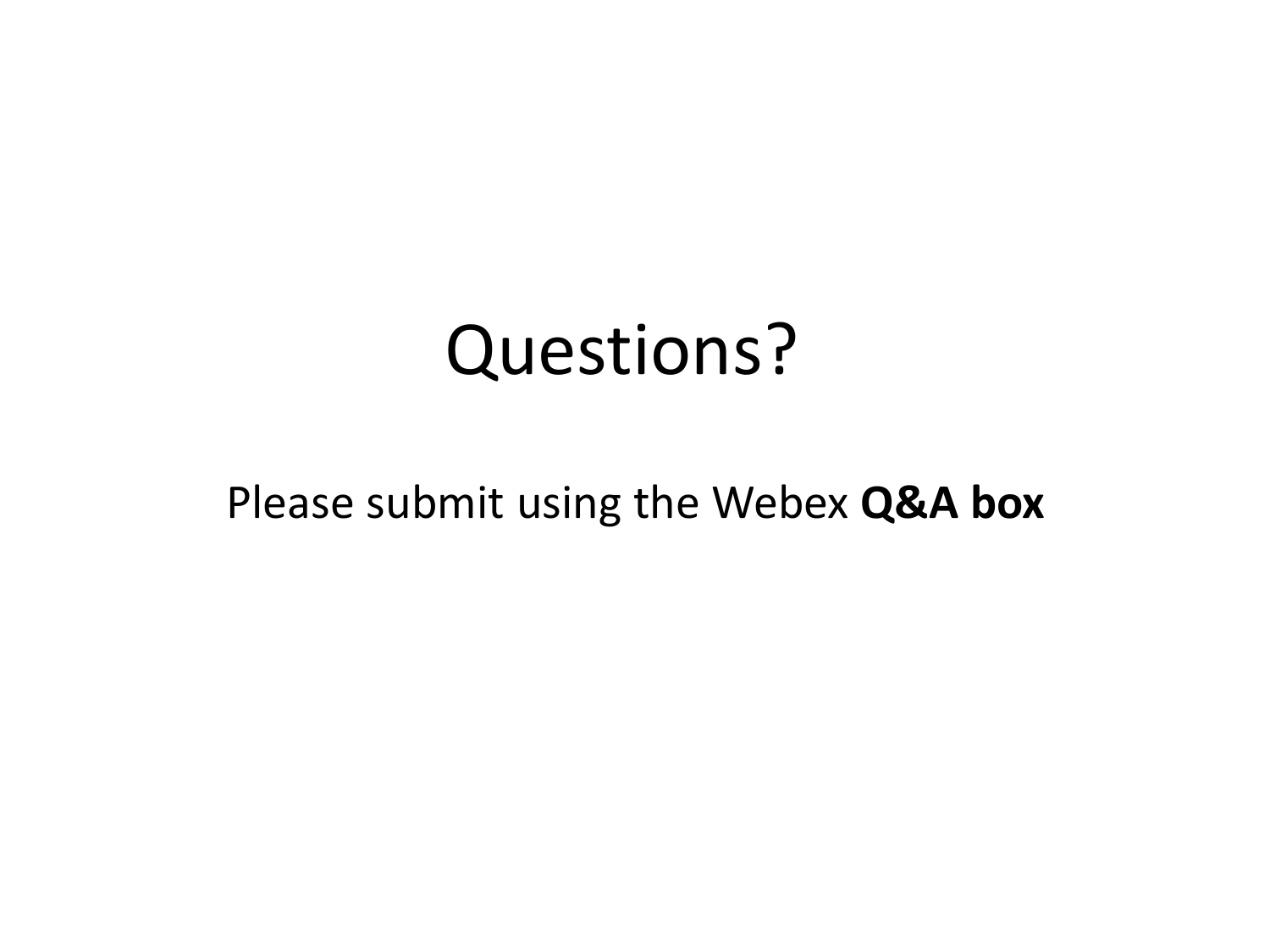# Questions?

Please submit using the Webex **Q&A box**